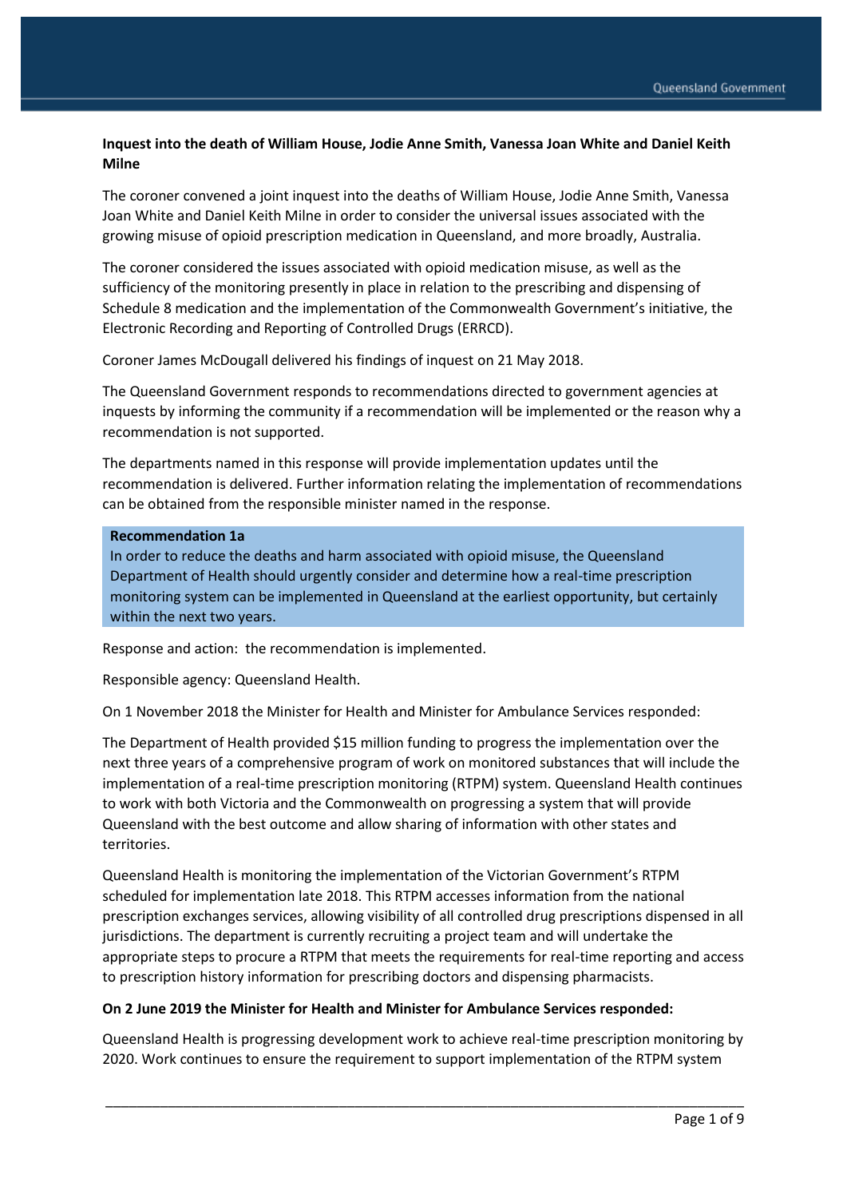**Inquest into the death of William House, Jodie Anne Smith, Vanessa Joan White and Daniel Keith Milne**

The coroner convened a joint inquest into the deaths of William House, Jodie Anne Smith, Vanessa Joan White and Daniel Keith Milne in order to consider the universal issues associated with the growing misuse of opioid prescription medication in Queensland, and more broadly, Australia.

The coroner considered the issues associated with opioid medication misuse, as well as the sufficiency of the monitoring presently in place in relation to the prescribing and dispensing of Schedule 8 medication and the implementation of the Commonwealth Government's initiative, the Electronic Recording and Reporting of Controlled Drugs (ERRCD).

Coroner James McDougall delivered his findings of inquest on 21 May 2018.

The Queensland Government responds to recommendations directed to government agencies at inquests by informing the community if a recommendation will be implemented or the reason why a recommendation is not supported.

The departments named in this response will provide implementation updates until the recommendation is delivered. Further information relating the implementation of recommendations can be obtained from the responsible minister named in the response.

**Recommendation 1a**
In order to reduce the deaths and harm associated with opioid misuse, the Queensland Department of Health should urgently consider and determine how a real-time prescription monitoring system can be implemented in Queensland at the earliest opportunity, but certainly within the next two years.

Response and action: the recommendation is implemented.

Responsible agency: Queensland Health.

On 1 November 2018 the Minister for Health and Minister for Ambulance Services responded:

The Department of Health provided $15 million funding to progress the implementation over the next three years of a comprehensive program of work on monitored substances that will include the implementation of a real-time prescription monitoring (RTPM) system. Queensland Health continues to work with both Victoria and the Commonwealth on progressing a system that will provide Queensland with the best outcome and allow sharing of information with other states and territories.

Queensland Health is monitoring the implementation of the Victorian Government's RTPM scheduled for implementation late 2018. This RTPM accesses information from the national prescription exchanges services, allowing visibility of all controlled drug prescriptions dispensed in all jurisdictions. The department is currently recruiting a project team and will undertake the appropriate steps to procure a RTPM that meets the requirements for real-time reporting and access to prescription history information for prescribing doctors and dispensing pharmacists.

**On 2 June 2019 the Minister for Health and Minister for Ambulance Services responded:**

Queensland Health is progressing development work to achieve real-time prescription monitoring by 2020. Work continues to ensure the requirement to support implementation of the RTPM system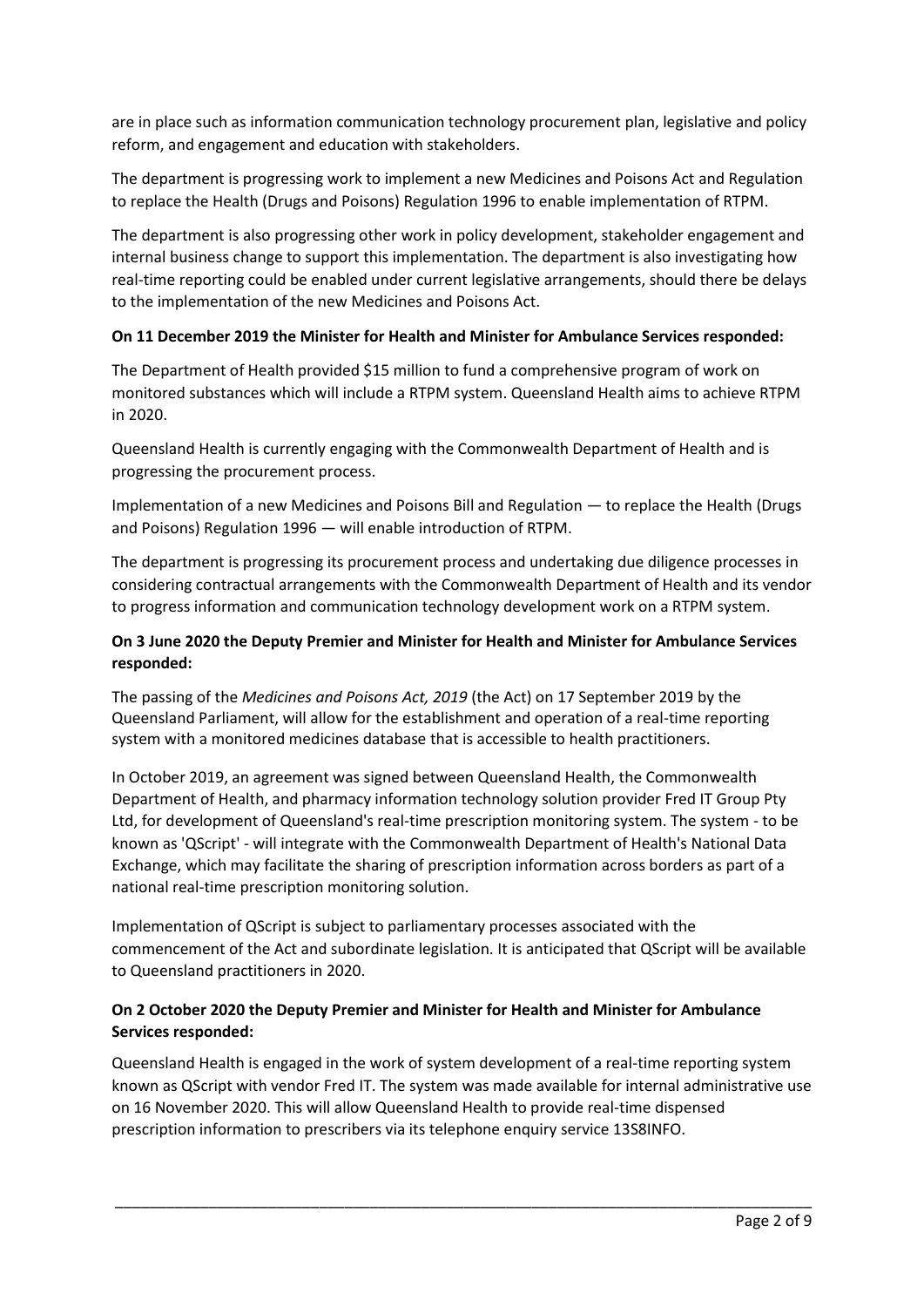are in place such as information communication technology procurement plan, legislative and policy reform, and engagement and education with stakeholders.

The department is progressing work to implement a new Medicines and Poisons Act and Regulation to replace the Health (Drugs and Poisons) Regulation 1996 to enable implementation of RTPM.

The department is also progressing other work in policy development, stakeholder engagement and internal business change to support this implementation. The department is also investigating how real-time reporting could be enabled under current legislative arrangements, should there be delays to the implementation of the new Medicines and Poisons Act.

**On 11 December 2019 the Minister for Health and Minister for Ambulance Services responded:**

The Department of Health provided $15 million to fund a comprehensive program of work on monitored substances which will include a RTPM system. Queensland Health aims to achieve RTPM in 2020.

Queensland Health is currently engaging with the Commonwealth Department of Health and is progressing the procurement process.

Implementation of a new Medicines and Poisons Bill and Regulation — to replace the Health (Drugs and Poisons) Regulation 1996 — will enable introduction of RTPM.

The department is progressing its procurement process and undertaking due diligence processes in considering contractual arrangements with the Commonwealth Department of Health and its vendor to progress information and communication technology development work on a RTPM system.

**On 3 June 2020 the Deputy Premier and Minister for Health and Minister for Ambulance Services responded:**

The passing of the *Medicines and Poisons Act, 2019* (the Act) on 17 September 2019 by the Queensland Parliament, will allow for the establishment and operation of a real-time reporting system with a monitored medicines database that is accessible to health practitioners.

In October 2019, an agreement was signed between Queensland Health, the Commonwealth Department of Health, and pharmacy information technology solution provider Fred IT Group Pty Ltd, for development of Queensland's real-time prescription monitoring system. The system - to be known as 'QScript' - will integrate with the Commonwealth Department of Health's National Data Exchange, which may facilitate the sharing of prescription information across borders as part of a national real-time prescription monitoring solution.

Implementation of QScript is subject to parliamentary processes associated with the commencement of the Act and subordinate legislation. It is anticipated that QScript will be available to Queensland practitioners in 2020.

**On 2 October 2020 the Deputy Premier and Minister for Health and Minister for Ambulance Services responded:**

Queensland Health is engaged in the work of system development of a real-time reporting system known as QScript with vendor Fred IT. The system was made available for internal administrative use on 16 November 2020. This will allow Queensland Health to provide real-time dispensed prescription information to prescribers via its telephone enquiry service 13S8INFO.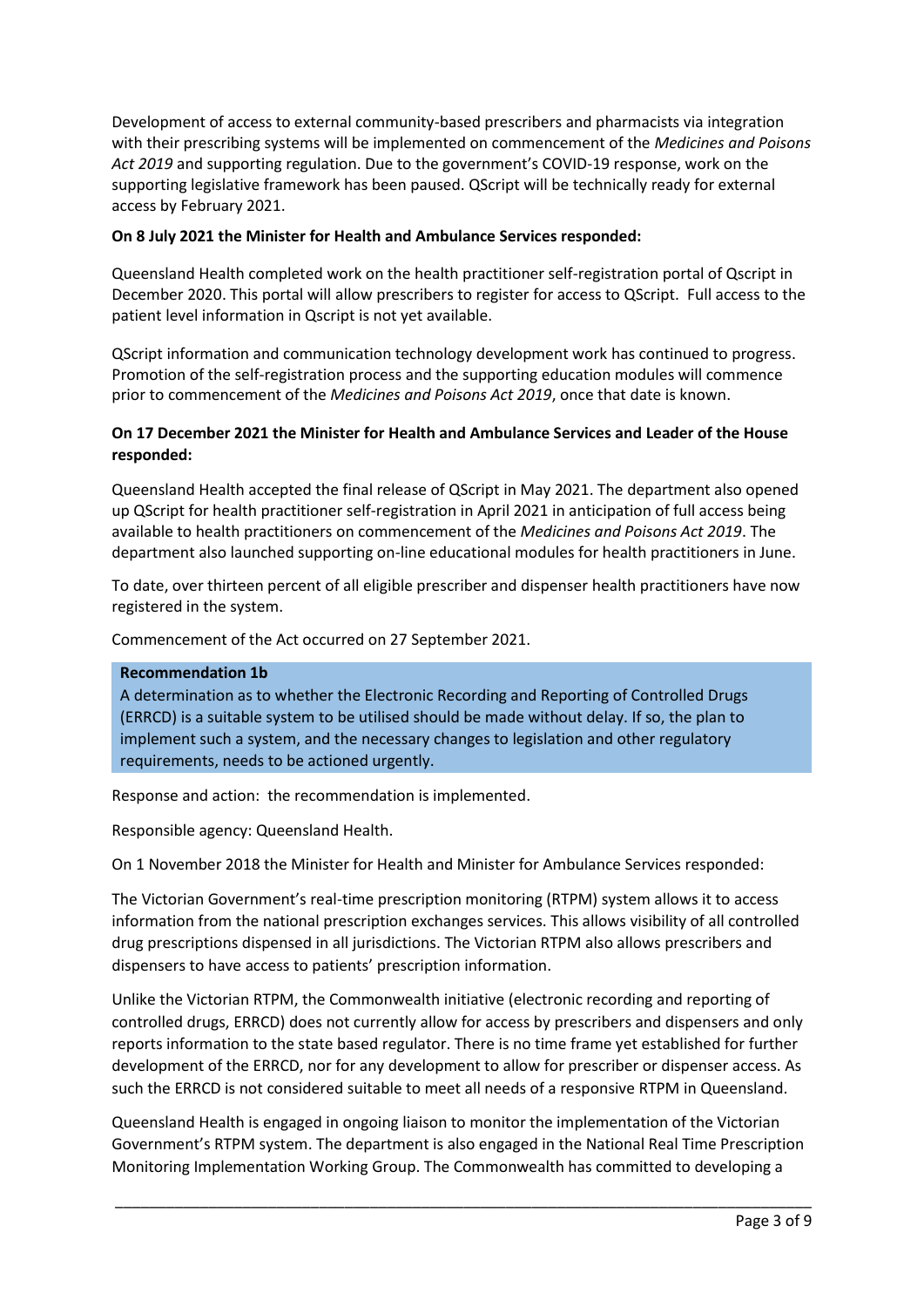Development of access to external community-based prescribers and pharmacists via integration with their prescribing systems will be implemented on commencement of the *Medicines and Poisons Act 2019* and supporting regulation. Due to the government's COVID-19 response, work on the supporting legislative framework has been paused. QScript will be technically ready for external access by February 2021.

**On 8 July 2021 the Minister for Health and Ambulance Services responded:**

Queensland Health completed work on the health practitioner self-registration portal of Qscript in December 2020. This portal will allow prescribers to register for access to QScript. Full access to the patient level information in Qscript is not yet available.

QScript information and communication technology development work has continued to progress. Promotion of the self-registration process and the supporting education modules will commence prior to commencement of the *Medicines and Poisons Act 2019*, once that date is known.

**On 17 December 2021 the Minister for Health and Ambulance Services and Leader of the House responded:**

Queensland Health accepted the final release of QScript in May 2021. The department also opened up QScript for health practitioner self-registration in April 2021 in anticipation of full access being available to health practitioners on commencement of the *Medicines and Poisons Act 2019*. The department also launched supporting on-line educational modules for health practitioners in June.

To date, over thirteen percent of all eligible prescriber and dispenser health practitioners have now registered in the system.

Commencement of the Act occurred on 27 September 2021.

**Recommendation 1b**

A determination as to whether the Electronic Recording and Reporting of Controlled Drugs (ERRCD) is a suitable system to be utilised should be made without delay. If so, the plan to implement such a system, and the necessary changes to legislation and other regulatory requirements, needs to be actioned urgently.

Response and action: the recommendation is implemented.

Responsible agency: Queensland Health.

On 1 November 2018 the Minister for Health and Minister for Ambulance Services responded:

The Victorian Government's real-time prescription monitoring (RTPM) system allows it to access information from the national prescription exchanges services. This allows visibility of all controlled drug prescriptions dispensed in all jurisdictions. The Victorian RTPM also allows prescribers and dispensers to have access to patients' prescription information.

Unlike the Victorian RTPM, the Commonwealth initiative (electronic recording and reporting of controlled drugs, ERRCD) does not currently allow for access by prescribers and dispensers and only reports information to the state based regulator. There is no time frame yet established for further development of the ERRCD, nor for any development to allow for prescriber or dispenser access. As such the ERRCD is not considered suitable to meet all needs of a responsive RTPM in Queensland.

Queensland Health is engaged in ongoing liaison to monitor the implementation of the Victorian Government's RTPM system. The department is also engaged in the National Real Time Prescription Monitoring Implementation Working Group. The Commonwealth has committed to developing a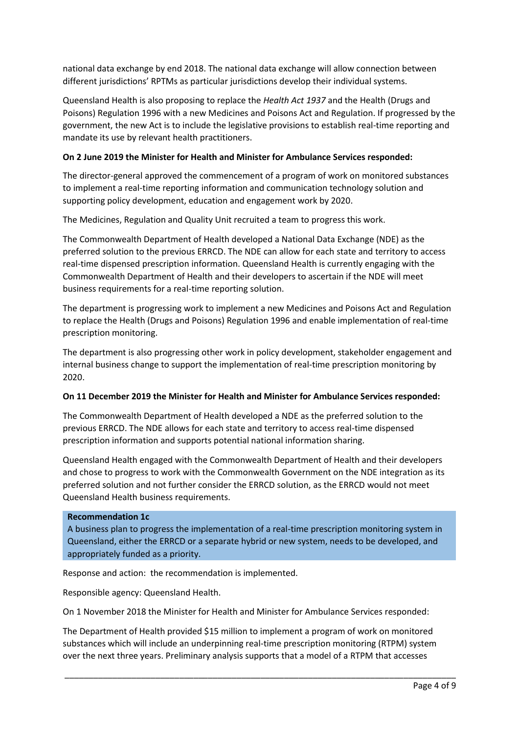national data exchange by end 2018. The national data exchange will allow connection between different jurisdictions' RPTMs as particular jurisdictions develop their individual systems.

Queensland Health is also proposing to replace the *Health Act 1937* and the Health (Drugs and Poisons) Regulation 1996 with a new Medicines and Poisons Act and Regulation. If progressed by the government, the new Act is to include the legislative provisions to establish real-time reporting and mandate its use by relevant health practitioners.

**On 2 June 2019 the Minister for Health and Minister for Ambulance Services responded:**

The director-general approved the commencement of a program of work on monitored substances to implement a real-time reporting information and communication technology solution and supporting policy development, education and engagement work by 2020.

The Medicines, Regulation and Quality Unit recruited a team to progress this work.

The Commonwealth Department of Health developed a National Data Exchange (NDE) as the preferred solution to the previous ERRCD. The NDE can allow for each state and territory to access real-time dispensed prescription information. Queensland Health is currently engaging with the Commonwealth Department of Health and their developers to ascertain if the NDE will meet business requirements for a real-time reporting solution.

The department is progressing work to implement a new Medicines and Poisons Act and Regulation to replace the Health (Drugs and Poisons) Regulation 1996 and enable implementation of real-time prescription monitoring.

The department is also progressing other work in policy development, stakeholder engagement and internal business change to support the implementation of real-time prescription monitoring by 2020.

**On 11 December 2019 the Minister for Health and Minister for Ambulance Services responded:**

The Commonwealth Department of Health developed a NDE as the preferred solution to the previous ERRCD. The NDE allows for each state and territory to access real-time dispensed prescription information and supports potential national information sharing.

Queensland Health engaged with the Commonwealth Department of Health and their developers and chose to progress to work with the Commonwealth Government on the NDE integration as its preferred solution and not further consider the ERRCD solution, as the ERRCD would not meet Queensland Health business requirements.

**Recommendation 1c**

A business plan to progress the implementation of a real-time prescription monitoring system in Queensland, either the ERRCD or a separate hybrid or new system, needs to be developed, and appropriately funded as a priority.

Response and action: the recommendation is implemented.

Responsible agency: Queensland Health.

On 1 November 2018 the Minister for Health and Minister for Ambulance Services responded:

The Department of Health provided $15 million to implement a program of work on monitored substances which will include an underpinning real-time prescription monitoring (RTPM) system over the next three years. Preliminary analysis supports that a model of a RTPM that accesses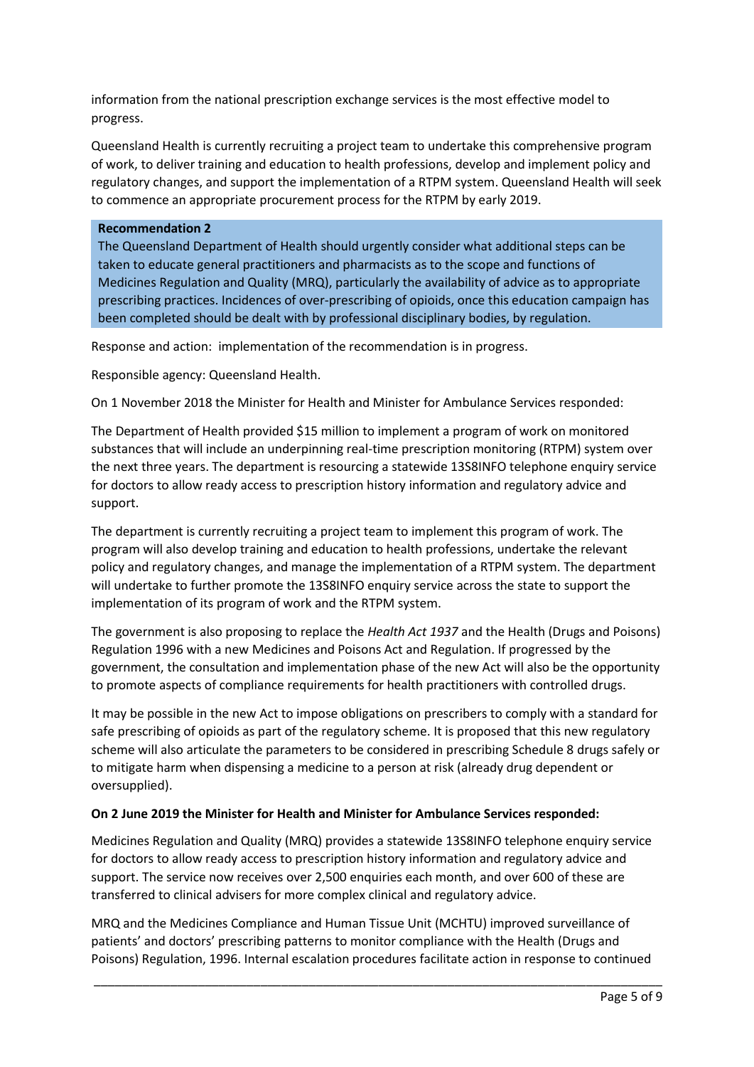information from the national prescription exchange services is the most effective model to progress.

Queensland Health is currently recruiting a project team to undertake this comprehensive program of work, to deliver training and education to health professions, develop and implement policy and regulatory changes, and support the implementation of a RTPM system. Queensland Health will seek to commence an appropriate procurement process for the RTPM by early 2019.

**Recommendation 2**

The Queensland Department of Health should urgently consider what additional steps can be taken to educate general practitioners and pharmacists as to the scope and functions of Medicines Regulation and Quality (MRQ), particularly the availability of advice as to appropriate prescribing practices. Incidences of over-prescribing of opioids, once this education campaign has been completed should be dealt with by professional disciplinary bodies, by regulation.

Response and action: implementation of the recommendation is in progress.

Responsible agency: Queensland Health.

On 1 November 2018 the Minister for Health and Minister for Ambulance Services responded:

The Department of Health provided $15 million to implement a program of work on monitored substances that will include an underpinning real-time prescription monitoring (RTPM) system over the next three years. The department is resourcing a statewide 13S8INFO telephone enquiry service for doctors to allow ready access to prescription history information and regulatory advice and support.

The department is currently recruiting a project team to implement this program of work. The program will also develop training and education to health professions, undertake the relevant policy and regulatory changes, and manage the implementation of a RTPM system. The department will undertake to further promote the 13S8INFO enquiry service across the state to support the implementation of its program of work and the RTPM system.

The government is also proposing to replace the *Health Act 1937* and the Health (Drugs and Poisons) Regulation 1996 with a new Medicines and Poisons Act and Regulation. If progressed by the government, the consultation and implementation phase of the new Act will also be the opportunity to promote aspects of compliance requirements for health practitioners with controlled drugs.

It may be possible in the new Act to impose obligations on prescribers to comply with a standard for safe prescribing of opioids as part of the regulatory scheme. It is proposed that this new regulatory scheme will also articulate the parameters to be considered in prescribing Schedule 8 drugs safely or to mitigate harm when dispensing a medicine to a person at risk (already drug dependent or oversupplied).

**On 2 June 2019 the Minister for Health and Minister for Ambulance Services responded:**

Medicines Regulation and Quality (MRQ) provides a statewide 13S8INFO telephone enquiry service for doctors to allow ready access to prescription history information and regulatory advice and support. The service now receives over 2,500 enquiries each month, and over 600 of these are transferred to clinical advisers for more complex clinical and regulatory advice.

MRQ and the Medicines Compliance and Human Tissue Unit (MCHTU) improved surveillance of patients' and doctors' prescribing patterns to monitor compliance with the Health (Drugs and Poisons) Regulation, 1996. Internal escalation procedures facilitate action in response to continued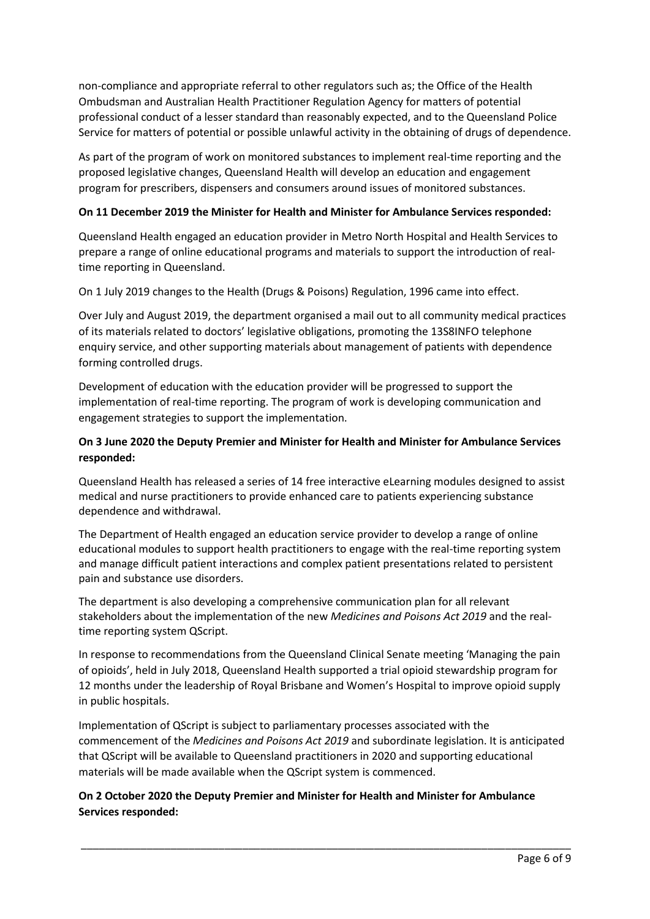non-compliance and appropriate referral to other regulators such as; the Office of the Health Ombudsman and Australian Health Practitioner Regulation Agency for matters of potential professional conduct of a lesser standard than reasonably expected, and to the Queensland Police Service for matters of potential or possible unlawful activity in the obtaining of drugs of dependence.

As part of the program of work on monitored substances to implement real-time reporting and the proposed legislative changes, Queensland Health will develop an education and engagement program for prescribers, dispensers and consumers around issues of monitored substances.

**On 11 December 2019 the Minister for Health and Minister for Ambulance Services responded:**

Queensland Health engaged an education provider in Metro North Hospital and Health Services to prepare a range of online educational programs and materials to support the introduction of real-time reporting in Queensland.

On 1 July 2019 changes to the Health (Drugs & Poisons) Regulation, 1996 came into effect.

Over July and August 2019, the department organised a mail out to all community medical practices of its materials related to doctors' legislative obligations, promoting the 13S8INFO telephone enquiry service, and other supporting materials about management of patients with dependence forming controlled drugs.

Development of education with the education provider will be progressed to support the implementation of real-time reporting. The program of work is developing communication and engagement strategies to support the implementation.

**On 3 June 2020 the Deputy Premier and Minister for Health and Minister for Ambulance Services responded:**

Queensland Health has released a series of 14 free interactive eLearning modules designed to assist medical and nurse practitioners to provide enhanced care to patients experiencing substance dependence and withdrawal.

The Department of Health engaged an education service provider to develop a range of online educational modules to support health practitioners to engage with the real-time reporting system and manage difficult patient interactions and complex patient presentations related to persistent pain and substance use disorders.

The department is also developing a comprehensive communication plan for all relevant stakeholders about the implementation of the new *Medicines and Poisons Act 2019* and the real-time reporting system QScript.

In response to recommendations from the Queensland Clinical Senate meeting 'Managing the pain of opioids', held in July 2018, Queensland Health supported a trial opioid stewardship program for 12 months under the leadership of Royal Brisbane and Women's Hospital to improve opioid supply in public hospitals.

Implementation of QScript is subject to parliamentary processes associated with the commencement of the *Medicines and Poisons Act 2019* and subordinate legislation. It is anticipated that QScript will be available to Queensland practitioners in 2020 and supporting educational materials will be made available when the QScript system is commenced.

**On 2 October 2020 the Deputy Premier and Minister for Health and Minister for Ambulance Services responded:**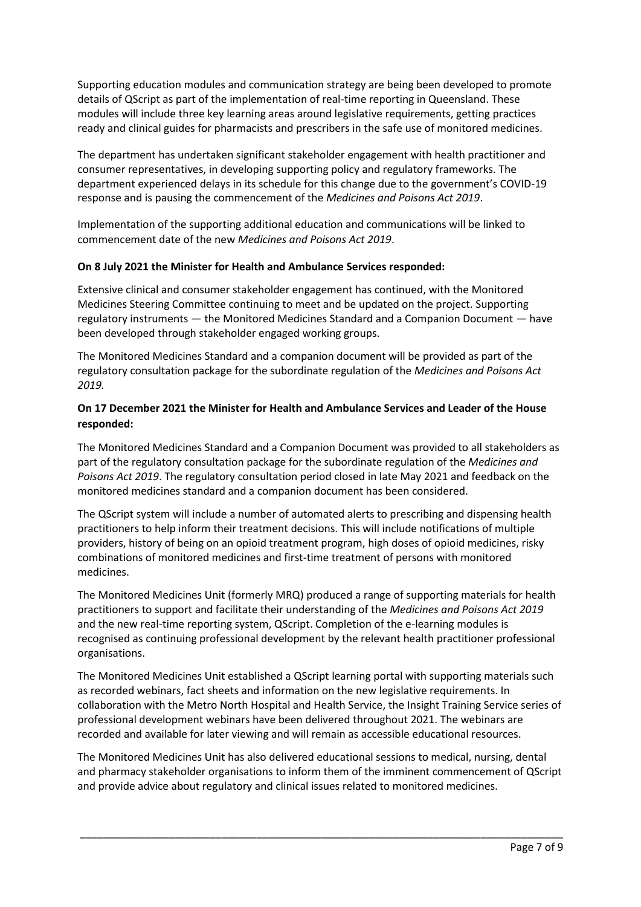Supporting education modules and communication strategy are being been developed to promote details of QScript as part of the implementation of real-time reporting in Queensland. These modules will include three key learning areas around legislative requirements, getting practices ready and clinical guides for pharmacists and prescribers in the safe use of monitored medicines.

The department has undertaken significant stakeholder engagement with health practitioner and consumer representatives, in developing supporting policy and regulatory frameworks. The department experienced delays in its schedule for this change due to the government's COVID-19 response and is pausing the commencement of the *Medicines and Poisons Act 2019*.

Implementation of the supporting additional education and communications will be linked to commencement date of the new *Medicines and Poisons Act 2019*.

**On 8 July 2021 the Minister for Health and Ambulance Services responded:**

Extensive clinical and consumer stakeholder engagement has continued, with the Monitored Medicines Steering Committee continuing to meet and be updated on the project. Supporting regulatory instruments — the Monitored Medicines Standard and a Companion Document — have been developed through stakeholder engaged working groups.

The Monitored Medicines Standard and a companion document will be provided as part of the regulatory consultation package for the subordinate regulation of the *Medicines and Poisons Act 2019.*

**On 17 December 2021 the Minister for Health and Ambulance Services and Leader of the House responded:**

The Monitored Medicines Standard and a Companion Document was provided to all stakeholders as part of the regulatory consultation package for the subordinate regulation of the *Medicines and Poisons Act 2019*. The regulatory consultation period closed in late May 2021 and feedback on the monitored medicines standard and a companion document has been considered.

The QScript system will include a number of automated alerts to prescribing and dispensing health practitioners to help inform their treatment decisions. This will include notifications of multiple providers, history of being on an opioid treatment program, high doses of opioid medicines, risky combinations of monitored medicines and first-time treatment of persons with monitored medicines.

The Monitored Medicines Unit (formerly MRQ) produced a range of supporting materials for health practitioners to support and facilitate their understanding of the *Medicines and Poisons Act 2019* and the new real-time reporting system, QScript. Completion of the e-learning modules is recognised as continuing professional development by the relevant health practitioner professional organisations.

The Monitored Medicines Unit established a QScript learning portal with supporting materials such as recorded webinars, fact sheets and information on the new legislative requirements. In collaboration with the Metro North Hospital and Health Service, the Insight Training Service series of professional development webinars have been delivered throughout 2021. The webinars are recorded and available for later viewing and will remain as accessible educational resources.

The Monitored Medicines Unit has also delivered educational sessions to medical, nursing, dental and pharmacy stakeholder organisations to inform them of the imminent commencement of QScript and provide advice about regulatory and clinical issues related to monitored medicines.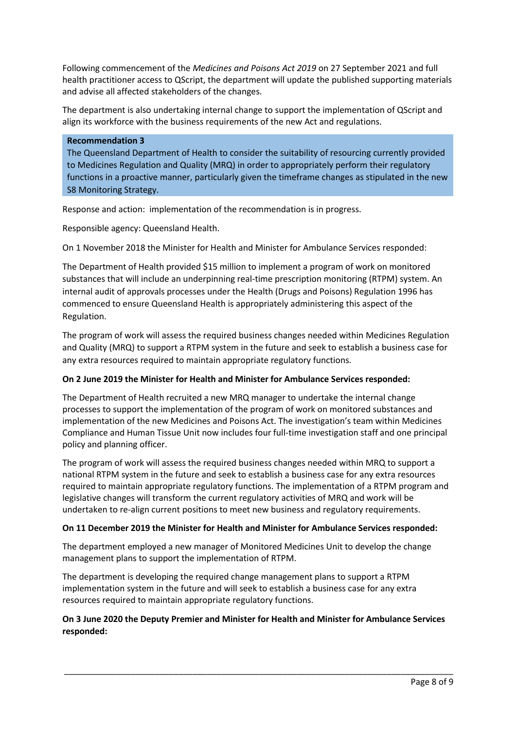Following commencement of the *Medicines and Poisons Act 2019* on 27 September 2021 and full health practitioner access to QScript, the department will update the published supporting materials and advise all affected stakeholders of the changes.

The department is also undertaking internal change to support the implementation of QScript and align its workforce with the business requirements of the new Act and regulations.

**Recommendation 3**
The Queensland Department of Health to consider the suitability of resourcing currently provided to Medicines Regulation and Quality (MRQ) in order to appropriately perform their regulatory functions in a proactive manner, particularly given the timeframe changes as stipulated in the new S8 Monitoring Strategy.

Response and action: implementation of the recommendation is in progress.

Responsible agency: Queensland Health.

On 1 November 2018 the Minister for Health and Minister for Ambulance Services responded:

The Department of Health provided $15 million to implement a program of work on monitored substances that will include an underpinning real-time prescription monitoring (RTPM) system. An internal audit of approvals processes under the Health (Drugs and Poisons) Regulation 1996 has commenced to ensure Queensland Health is appropriately administering this aspect of the Regulation.

The program of work will assess the required business changes needed within Medicines Regulation and Quality (MRQ) to support a RTPM system in the future and seek to establish a business case for any extra resources required to maintain appropriate regulatory functions.

**On 2 June 2019 the Minister for Health and Minister for Ambulance Services responded:**

The Department of Health recruited a new MRQ manager to undertake the internal change processes to support the implementation of the program of work on monitored substances and implementation of the new Medicines and Poisons Act. The investigation's team within Medicines Compliance and Human Tissue Unit now includes four full-time investigation staff and one principal policy and planning officer.

The program of work will assess the required business changes needed within MRQ to support a national RTPM system in the future and seek to establish a business case for any extra resources required to maintain appropriate regulatory functions. The implementation of a RTPM program and legislative changes will transform the current regulatory activities of MRQ and work will be undertaken to re-align current positions to meet new business and regulatory requirements.

**On 11 December 2019 the Minister for Health and Minister for Ambulance Services responded:**

The department employed a new manager of Monitored Medicines Unit to develop the change management plans to support the implementation of RTPM.

The department is developing the required change management plans to support a RTPM implementation system in the future and will seek to establish a business case for any extra resources required to maintain appropriate regulatory functions.

**On 3 June 2020 the Deputy Premier and Minister for Health and Minister for Ambulance Services responded:**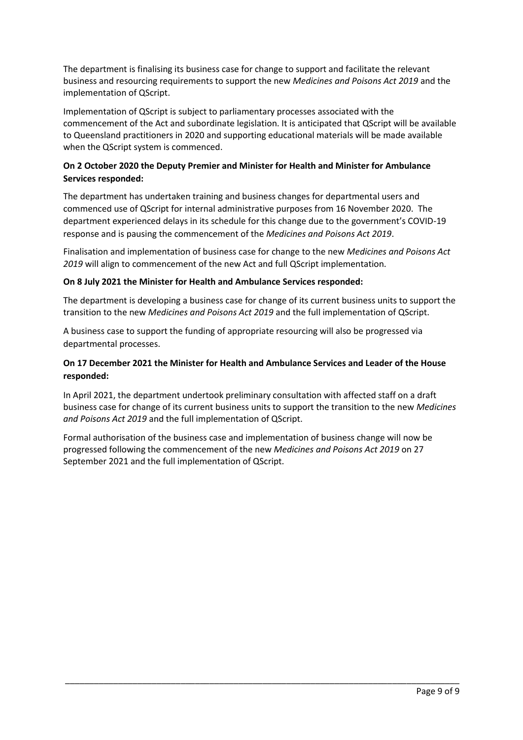The department is finalising its business case for change to support and facilitate the relevant business and resourcing requirements to support the new *Medicines and Poisons Act 2019* and the implementation of QScript.

Implementation of QScript is subject to parliamentary processes associated with the commencement of the Act and subordinate legislation. It is anticipated that QScript will be available to Queensland practitioners in 2020 and supporting educational materials will be made available when the QScript system is commenced.

**On 2 October 2020 the Deputy Premier and Minister for Health and Minister for Ambulance Services responded:**

The department has undertaken training and business changes for departmental users and commenced use of QScript for internal administrative purposes from 16 November 2020. The department experienced delays in its schedule for this change due to the government's COVID-19 response and is pausing the commencement of the *Medicines and Poisons Act 2019*.

Finalisation and implementation of business case for change to the new *Medicines and Poisons Act 2019* will align to commencement of the new Act and full QScript implementation.

**On 8 July 2021 the Minister for Health and Ambulance Services responded:**

The department is developing a business case for change of its current business units to support the transition to the new *Medicines and Poisons Act 2019* and the full implementation of QScript.

A business case to support the funding of appropriate resourcing will also be progressed via departmental processes.

**On 17 December 2021 the Minister for Health and Ambulance Services and Leader of the House responded:**

In April 2021, the department undertook preliminary consultation with affected staff on a draft business case for change of its current business units to support the transition to the new *Medicines and Poisons Act 2019* and the full implementation of QScript.

Formal authorisation of the business case and implementation of business change will now be progressed following the commencement of the new *Medicines and Poisons Act 2019* on 27 September 2021 and the full implementation of QScript.